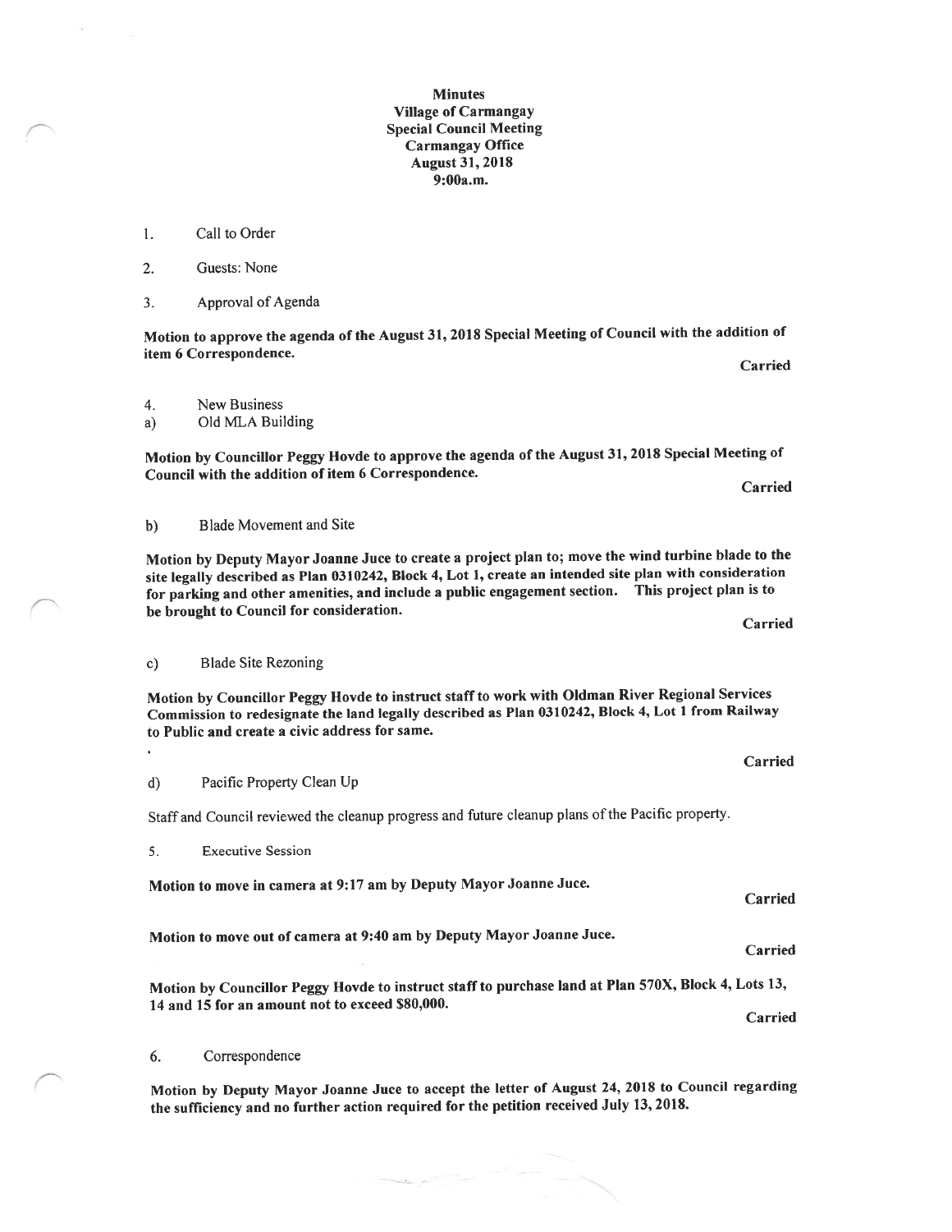# Minutes
## Village of Carmangay
## Special Council Meeting
## Carmangay Office
## August 31, 2018
## 9:00a.m.

1. Call to Order

2. Guests: None

3. Approval of Agenda

**Motion to approve the agenda of the August 31, 2018 Special Meeting of Council with the addition of item 6 Correspondence.**

**Carried**

4. New Business

a) Old MLA Building

**Motion by Councillor Peggy Hovde to approve the agenda of the August 31, 2018 Special Meeting of Council with the addition of item 6 Correspondence.**

**Carried**

b) Blade Movement and Site

**Motion by Deputy Mayor Joanne Juce to create a project plan to; move the wind turbine blade to the site legally described as Plan 0310242, Block 4, Lot 1, create an intended site plan with consideration for parking and other amenities, and include a public engagement section. This project plan is to be brought to Council for consideration.**

**Carried**

c) Blade Site Rezoning

**Motion by Councillor Peggy Hovde to instruct staff to work with Oldman River Regional Services Commission to redesignate the land legally described as Plan 0310242, Block 4, Lot 1 from Railway to Public and create a civic address for same.**

**Carried**

d) Pacific Property Clean Up

Staff and Council reviewed the cleanup progress and future cleanup plans of the Pacific property.

5. Executive Session

**Motion to move in camera at 9:17 am by Deputy Mayor Joanne Juce.**

**Carried**

**Motion to move out of camera at 9:40 am by Deputy Mayor Joanne Juce.**

**Carried**

**Motion by Councillor Peggy Hovde to instruct staff to purchase land at Plan 570X, Block 4, Lots 13, 14 and 15 for an amount not to exceed $80,000.**

**Carried**

6. Correspondence

**Motion by Deputy Mayor Joanne Juce to accept the letter of August 24, 2018 to Council regarding the sufficiency and no further action required for the petition received July 13, 2018.**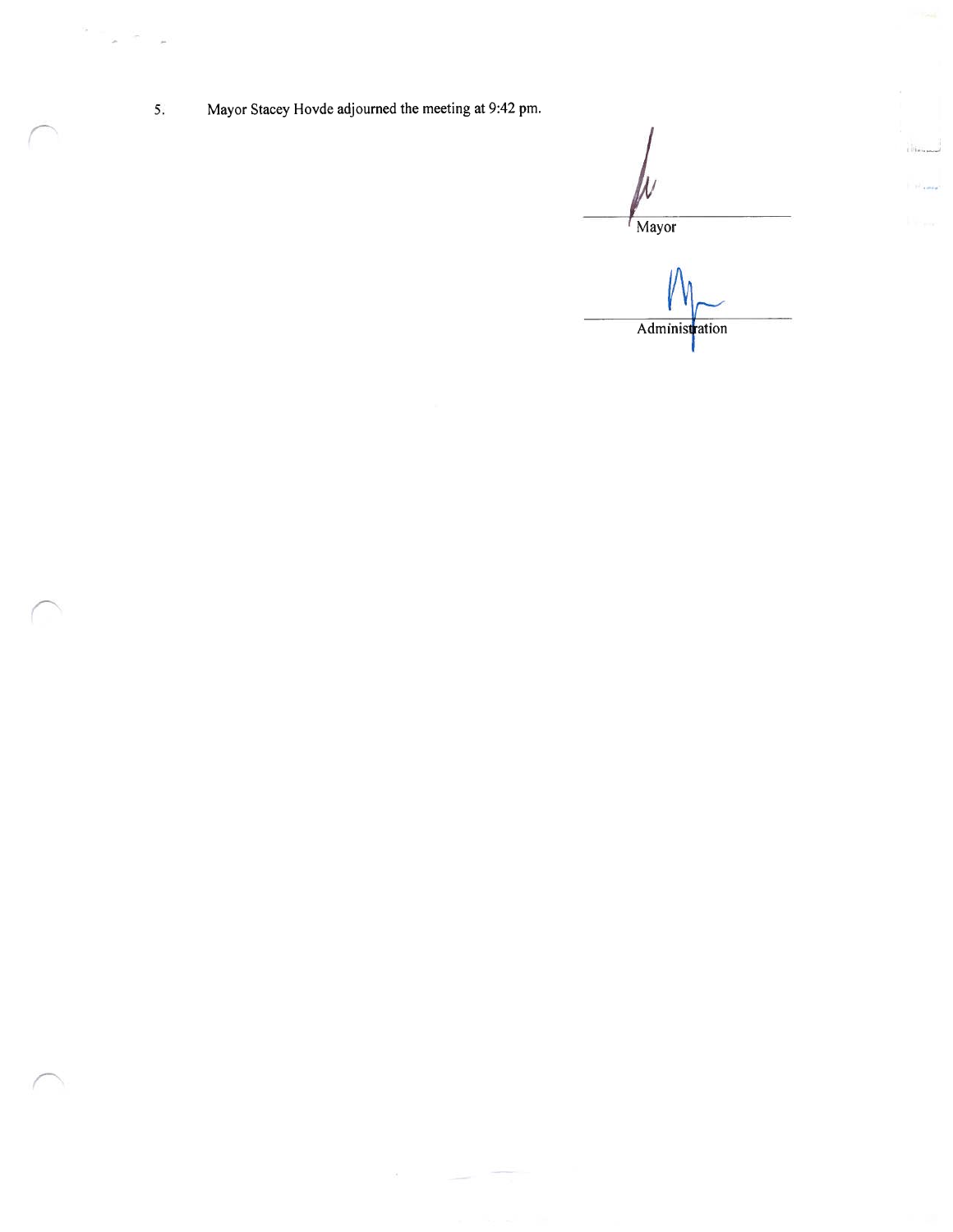5. Mayor Stacey Hovde adjourned the meeting at 9:42 pm.

Mayor

Administration